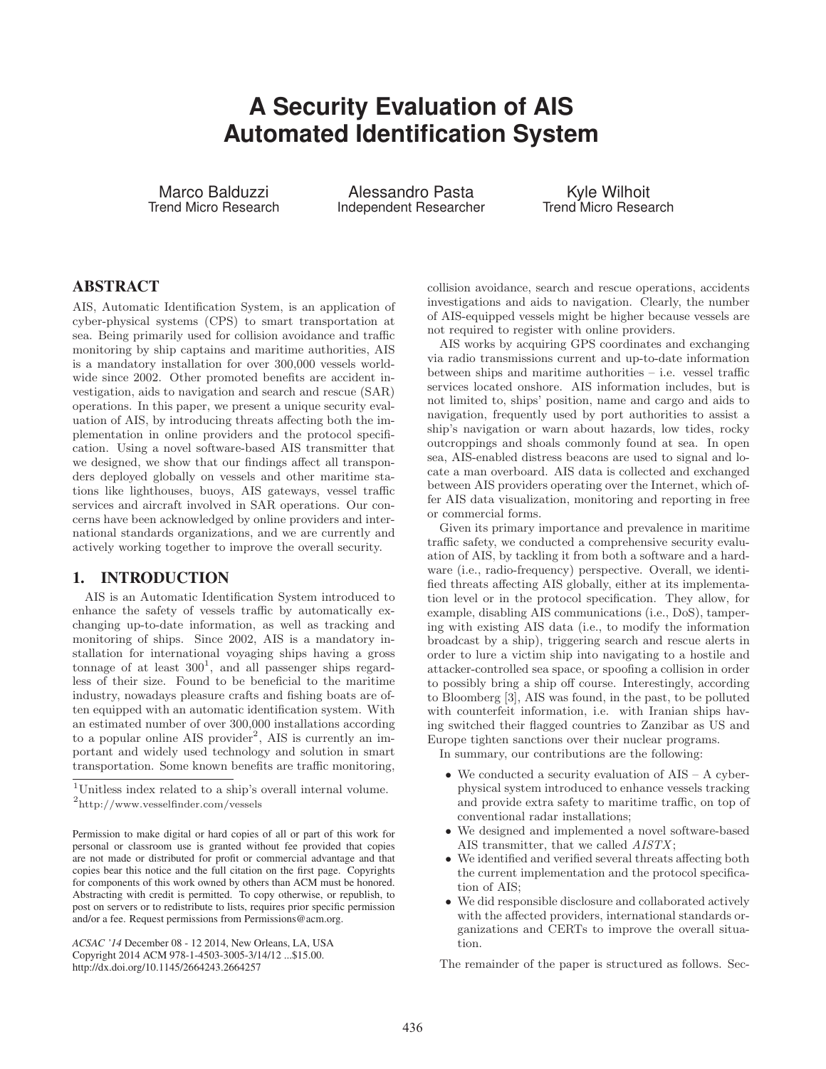# A Security Evaluation of AIS Automated Identification System

Marco Balduzzi
Trend Micro Research

Alessandro Pasta
Independent Researcher

Kyle Wilhoit
Trend Micro Research

## ABSTRACT

AIS, Automatic Identification System, is an application of cyber-physical systems (CPS) to smart transportation at sea. Being primarily used for collision avoidance and traffic monitoring by ship captains and maritime authorities, AIS is a mandatory installation for over 300,000 vessels worldwide since 2002. Other promoted benefits are accident investigation, aids to navigation and search and rescue (SAR) operations. In this paper, we present a unique security evaluation of AIS, by introducing threats affecting both the implementation in online providers and the protocol specification. Using a novel software-based AIS transmitter that we designed, we show that our findings affect all transponders deployed globally on vessels and other maritime stations like lighthouses, buoys, AIS gateways, vessel traffic services and aircraft involved in SAR operations. Our concerns have been acknowledged by online providers and international standards organizations, and we are currently and actively working together to improve the overall security.

## 1. INTRODUCTION

AIS is an Automatic Identification System introduced to enhance the safety of vessels traffic by automatically exchanging up-to-date information, as well as tracking and monitoring of ships. Since 2002, AIS is a mandatory installation for international voyaging ships having a gross tonnage of at least 300[1], and all passenger ships regardless of their size. Found to be beneficial to the maritime industry, nowadays pleasure crafts and fishing boats are often equipped with an automatic identification system. With an estimated number of over 300,000 installations according to a popular online AIS provider[2], AIS is currently an important and widely used technology and solution in smart transportation. Some known benefits are traffic monitoring, collision avoidance, search and rescue operations, accidents investigations and aids to navigation. Clearly, the number of AIS-equipped vessels might be higher because vessels are not required to register with online providers.

[1] Unitless index related to a ship's overall internal volume.
[2] http://www.vesselfinder.com/vessels

Permission to make digital or hard copies of all or part of this work for personal or classroom use is granted without fee provided that copies are not made or distributed for profit or commercial advantage and that copies bear this notice and the full citation on the first page. Copyrights for components of this work owned by others than ACM must be honored. Abstracting with credit is permitted. To copy otherwise, or republish, to post on servers or to redistribute to lists, requires prior specific permission and/or a fee. Request permissions from Permissions@acm.org.

*ACSAC '14* December 08 - 12 2014, New Orleans, LA, USA
Copyright 2014 ACM 978-1-4503-3005-3/14/12 ...$15.00.
http://dx.doi.org/10.1145/2664243.2664257

AIS works by acquiring GPS coordinates and exchanging via radio transmissions current and up-to-date information between ships and maritime authorities – i.e. vessel traffic services located onshore. AIS information includes, but is not limited to, ships' position, name and cargo and aids to navigation, frequently used by port authorities to assist a ship's navigation or warn about hazards, low tides, rocky outcroppings and shoals commonly found at sea. In open sea, AIS-enabled distress beacons are used to signal and locate a man overboard. AIS data is collected and exchanged between AIS providers operating over the Internet, which offer AIS data visualization, monitoring and reporting in free or commercial forms.

Given its primary importance and prevalence in maritime traffic safety, we conducted a comprehensive security evaluation of AIS, by tackling it from both a software and a hardware (i.e., radio-frequency) perspective. Overall, we identified threats affecting AIS globally, either at its implementation level or in the protocol specification. They allow, for example, disabling AIS communications (i.e., DoS), tampering with existing AIS data (i.e., to modify the information broadcast by a ship), triggering search and rescue alerts in order to lure a victim ship into navigating to a hostile and attacker-controlled sea space, or spoofing a collision in order to possibly bring a ship off course. Interestingly, according to Bloomberg [3], AIS was found, in the past, to be polluted with counterfeit information, i.e. with Iranian ships having switched their flagged countries to Zanzibar as US and Europe tighten sanctions over their nuclear programs.

In summary, our contributions are the following:

- We conducted a security evaluation of AIS – A cyber-physical system introduced to enhance vessels tracking and provide extra safety to maritime traffic, on top of conventional radar installations;
- We designed and implemented a novel software-based AIS transmitter, that we called *AISTX*;
- We identified and verified several threats affecting both the current implementation and the protocol specification of AIS;
- We did responsible disclosure and collaborated actively with the affected providers, international standards organizations and CERTs to improve the overall situation.

The remainder of the paper is structured as follows. Sec-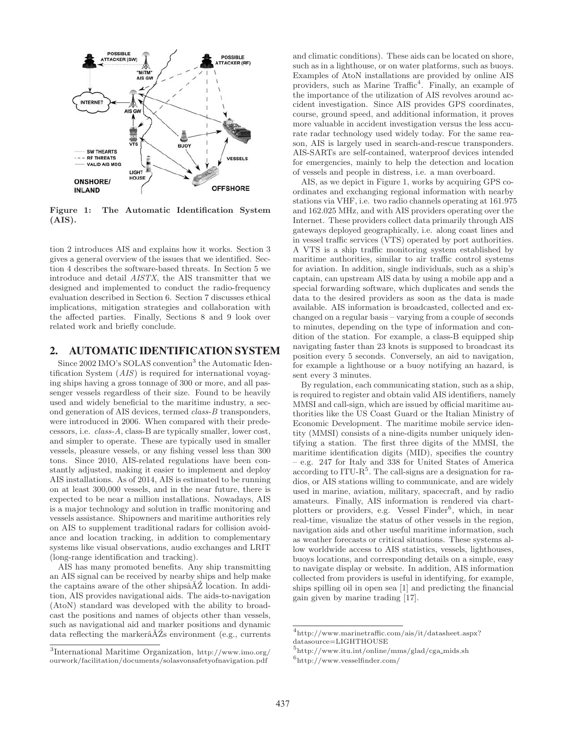POSSIBLE ATTACKER (SW)

"MiTM" AIS GW

POSSIBLE ATTACKER (RF)

INTERNET

AIS GW

VTS

BUOY

VESSELS

SW THEARTS

RF THREATS

VALID AIS MSG

LIGHT HOUSE

ONSHORE/ INLAND

OFFSHORE

**Figure 1: The Automatic Identification System (AIS).**

tion 2 introduces AIS and explains how it works. Section 3 gives a general overview of the issues that we identified. Section 4 describes the software-based threats. In Section 5 we introduce and detail *AISTX*, the AIS transmitter that we designed and implemented to conduct the radio-frequency evaluation described in Section 6. Section 7 discusses ethical implications, mitigation strategies and collaboration with the affected parties. Finally, Sections 8 and 9 look over related work and briefly conclude.

## 2. AUTOMATIC IDENTIFICATION SYSTEM

Since 2002 IMO's SOLAS convention[3] the Automatic Identification System (*AIS*) is required for international voyaging ships having a gross tonnage of 300 or more, and all passenger vessels regardless of their size. Found to be heavily used and widely beneficial to the maritime industry, a second generation of AIS devices, termed *class-B* transponders, were introduced in 2006. When compared with their predecessors, i.e. *class-A*, class-B are typically smaller, lower cost, and simpler to operate. These are typically used in smaller vessels, pleasure vessels, or any fishing vessel less than 300 tons. Since 2010, AIS-related regulations have been constantly adjusted, making it easier to implement and deploy AIS installations. As of 2014, AIS is estimated to be running on at least 300,000 vessels, and in the near future, there is expected to be near a million installations. Nowadays, AIS is a major technology and solution in traffic monitoring and vessels assistance. Shipowners and maritime authorities rely on AIS to supplement traditional radars for collision avoidance and location tracking, in addition to complementary systems like visual observations, audio exchanges and LRIT (long-range identification and tracking).

AIS has many promoted benefits. Any ship transmitting an AIS signal can be received by nearby ships and help make the captains aware of the other shipsâĂŹ location. In addition, AIS provides navigational aids. The aids-to-navigation (AtoN) standard was developed with the ability to broadcast the positions and names of objects other than vessels, such as navigational aid and marker positions and dynamic data reflecting the markerâĂŹs environment (e.g., currents and climatic conditions). These aids can be located on shore, such as in a lighthouse, or on water platforms, such as buoys. Examples of AtoN installations are provided by online AIS providers, such as Marine Traffic[4]. Finally, an example of the importance of the utilization of AIS revolves around accident investigation. Since AIS provides GPS coordinates, course, ground speed, and additional information, it proves more valuable in accident investigation versus the less accurate radar technology used widely today. For the same reason, AIS is largely used in search-and-rescue transponders. AIS-SARTs are self-contained, waterproof devices intended for emergencies, mainly to help the detection and location of vessels and people in distress, i.e. a man overboard.

AIS, as we depict in Figure 1, works by acquiring GPS coordinates and exchanging regional information with nearby stations via VHF, i.e. two radio channels operating at 161.975 and 162.025 MHz, and with AIS providers operating over the Internet. These providers collect data primarily through AIS gateways deployed geographically, i.e. along coast lines and in vessel traffic services (VTS) operated by port authorities. A VTS is a ship traffic monitoring system established by maritime authorities, similar to air traffic control systems for aviation. In addition, single individuals, such as a ship's captain, can upstream AIS data by using a mobile app and a special forwarding software, which duplicates and sends the data to the desired providers as soon as the data is made available. AIS information is broadcasted, collected and exchanged on a regular basis – varying from a couple of seconds to minutes, depending on the type of information and condition of the station. For example, a class-B equipped ship navigating faster than 23 knots is supposed to broadcast its position every 5 seconds. Conversely, an aid to navigation, for example a lighthouse or a buoy notifying an hazard, is sent every 3 minutes.

By regulation, each communicating station, such as a ship, is required to register and obtain valid AIS identifiers, namely MMSI and call-sign, which are issued by official maritime authorities like the US Coast Guard or the Italian Ministry of Economic Development. The maritime mobile service identity (MMSI) consists of a nine-digits number uniquely identifying a station. The first three digits of the MMSI, the maritime identification digits (MID), specifies the country – e.g. 247 for Italy and 338 for United States of America according to ITU-R[5]. The call-signs are a designation for radios, or AIS stations willing to communicate, and are widely used in marine, aviation, military, spacecraft, and by radio amateurs. Finally, AIS information is rendered via chartplotters or providers, e.g. Vessel Finder[6], which, in near real-time, visualize the status of other vessels in the region, navigation aids and other useful maritime information, such as weather forecasts or critical situations. These systems allow worldwide access to AIS statistics, vessels, lighthouses, buoys locations, and corresponding details on a simple, easy to navigate display or website. In addition, AIS information collected from providers is useful in identifying, for example, ships spilling oil in open sea [1] and predicting the financial gain given by marine trading [17].

[3] International Maritime Organization, http://www.imo.org/ourwork/facilitation/documents/solasvonsafetyofnavigation.pdf

[4] http://www.marinetraffic.com/ais/it/datasheet.aspx?datasource=LIGHTHOUSE

[5] http://www.itu.int/online/mms/glad/cga_mids.sh

[6] http://www.vesselfinder.com/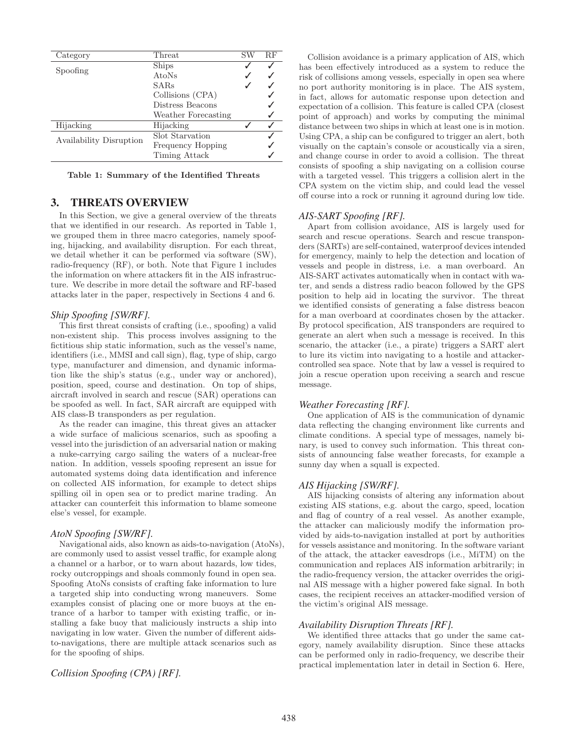| Category | Threat | SW | RF |
|---|---|---|---|
| Spoofing | Ships | ✓ | ✓ |
| | AtoNs | ✓ | ✓ |
| | SARs | ✓ | ✓ |
| | Collisions (CPA) | | ✓ |
| | Distress Beacons | | ✓ |
| | Weather Forecasting | | ✓ |
| Hijacking | Hijacking | ✓ | ✓ |
| Availability Disruption | Slot Starvation | | ✓ |
| | Frequency Hopping | | ✓ |
| | Timing Attack | | ✓ |

**Table 1: Summary of the Identified Threats**

## 3. THREATS OVERVIEW

In this Section, we give a general overview of the threats that we identified in our research. As reported in Table 1, we grouped them in three macro categories, namely spoofing, hijacking, and availability disruption. For each threat, we detail whether it can be performed via software (SW), radio-frequency (RF), or both. Note that Figure 1 includes the information on where attackers fit in the AIS infrastructure. We describe in more detail the software and RF-based attacks later in the paper, respectively in Sections 4 and 6.

### *Ship Spoofing [SW/RF].*

This first threat consists of crafting (i.e., spoofing) a valid non-existent ship. This process involves assigning to the fictitious ship static information, such as the vessel's name, identifiers (i.e., MMSI and call sign), flag, type of ship, cargo type, manufacturer and dimension, and dynamic information like the ship's status (e.g., under way or anchored), position, speed, course and destination. On top of ships, aircraft involved in search and rescue (SAR) operations can be spoofed as well. In fact, SAR aircraft are equipped with AIS class-B transponders as per regulation.

As the reader can imagine, this threat gives an attacker a wide surface of malicious scenarios, such as spoofing a vessel into the jurisdiction of an adversarial nation or making a nuke-carrying cargo sailing the waters of a nuclear-free nation. In addition, vessels spoofing represent an issue for automated systems doing data identification and inference on collected AIS information, for example to detect ships spilling oil in open sea or to predict marine trading. An attacker can counterfeit this information to blame someone else's vessel, for example.

### *AtoN Spoofing [SW/RF].*

Navigational aids, also known as aids-to-navigation (AtoNs), are commonly used to assist vessel traffic, for example along a channel or a harbor, or to warn about hazards, low tides, rocky outcroppings and shoals commonly found in open sea. Spoofing AtoNs consists of crafting fake information to lure a targeted ship into conducting wrong maneuvers. Some examples consist of placing one or more buoys at the entrance of a harbor to tamper with existing traffic, or installing a fake buoy that maliciously instructs a ship into navigating in low water. Given the number of different aids-to-navigations, there are multiple attack scenarios such as for the spoofing of ships.

### *Collision Spoofing (CPA) [RF].*

Collision avoidance is a primary application of AIS, which has been effectively introduced as a system to reduce the risk of collisions among vessels, especially in open sea where no port authority monitoring is in place. The AIS system, in fact, allows for automatic response upon detection and expectation of a collision. This feature is called CPA (closest point of approach) and works by computing the minimal distance between two ships in which at least one is in motion. Using CPA, a ship can be configured to trigger an alert, both visually on the captain's console or acoustically via a siren, and change course in order to avoid a collision. The threat consists of spoofing a ship navigating on a collision course with a targeted vessel. This triggers a collision alert in the CPA system on the victim ship, and could lead the vessel off course into a rock or running it aground during low tide.

### *AIS-SART Spoofing [RF].*

Apart from collision avoidance, AIS is largely used for search and rescue operations. Search and rescue transponders (SARTs) are self-contained, waterproof devices intended for emergency, mainly to help the detection and location of vessels and people in distress, i.e. a man overboard. An AIS-SART activates automatically when in contact with water, and sends a distress radio beacon followed by the GPS position to help aid in locating the survivor. The threat we identified consists of generating a false distress beacon for a man overboard at coordinates chosen by the attacker. By protocol specification, AIS transponders are required to generate an alert when such a message is received. In this scenario, the attacker (i.e., a pirate) triggers a SART alert to lure its victim into navigating to a hostile and attacker-controlled sea space. Note that by law a vessel is required to join a rescue operation upon receiving a search and rescue message.

### *Weather Forecasting [RF].*

One application of AIS is the communication of dynamic data reflecting the changing environment like currents and climate conditions. A special type of messages, namely binary, is used to convey such information. This threat consists of announcing false weather forecasts, for example a sunny day when a squall is expected.

### *AIS Hijacking [SW/RF].*

AIS hijacking consists of altering any information about existing AIS stations, e.g. about the cargo, speed, location and flag of country of a real vessel. As another example, the attacker can maliciously modify the information provided by aids-to-navigation installed at port by authorities for vessels assistance and monitoring. In the software variant of the attack, the attacker eavesdrops (i.e., MiTM) on the communication and replaces AIS information arbitrarily; in the radio-frequency version, the attacker overrides the original AIS message with a higher powered fake signal. In both cases, the recipient receives an attacker-modified version of the victim's original AIS message.

### *Availability Disruption Threats [RF].*

We identified three attacks that go under the same category, namely availability disruption. Since these attacks can be performed only in radio-frequency, we describe their practical implementation later in detail in Section 6. Here,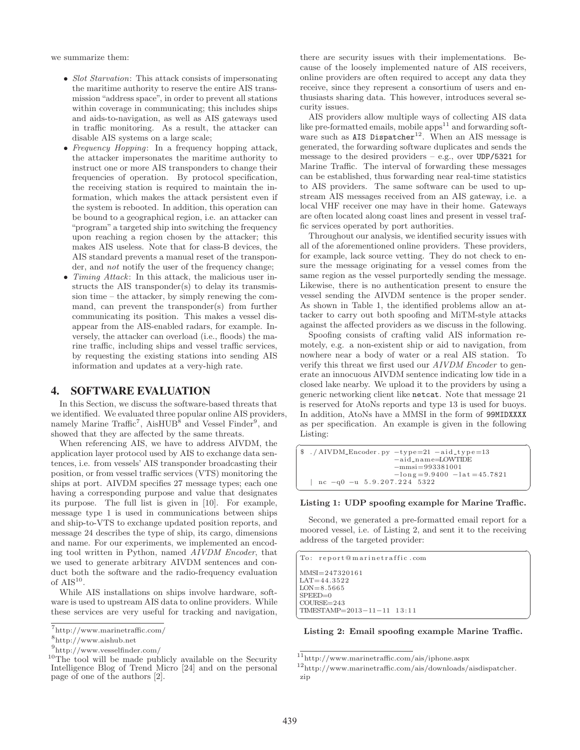we summarize them:

- *Slot Starvation*: This attack consists of impersonating the maritime authority to reserve the entire AIS transmission "address space", in order to prevent all stations within coverage in communicating; this includes ships and aids-to-navigation, as well as AIS gateways used in traffic monitoring. As a result, the attacker can disable AIS systems on a large scale;
- *Frequency Hopping*: In a frequency hopping attack, the attacker impersonates the maritime authority to instruct one or more AIS transponders to change their frequencies of operation. By protocol specification, the receiving station is required to maintain the information, which makes the attack persistent even if the system is rebooted. In addition, this operation can be bound to a geographical region, i.e. an attacker can "program" a targeted ship into switching the frequency upon reaching a region chosen by the attacker; this makes AIS useless. Note that for class-B devices, the AIS standard prevents a manual reset of the transponder, and *not* notify the user of the frequency change;
- *Timing Attack*: In this attack, the malicious user instructs the AIS transponder(s) to delay its transmission time – the attacker, by simply renewing the command, can prevent the transponder(s) from further communicating its position. This makes a vessel disappear from the AIS-enabled radars, for example. Inversely, the attacker can overload (i.e., floods) the marine traffic, including ships and vessel traffic services, by requesting the existing stations into sending AIS information and updates at a very-high rate.

# 4. SOFTWARE EVALUATION

In this Section, we discuss the software-based threats that we identified. We evaluated three popular online AIS providers, namely Marine Traffic[7], AisHUB[8] and Vessel Finder[9], and showed that they are affected by the same threats.

When referencing AIS, we have to address AIVDM, the application layer protocol used by AIS to exchange data sentences, i.e. from vessels' AIS transponder broadcasting their position, or from vessel traffic services (VTS) monitoring the ships at port. AIVDM specifies 27 message types; each one having a corresponding purpose and value that designates its purpose. The full list is given in [10]. For example, message type 1 is used in communications between ships and ship-to-VTS to exchange updated position reports, and message 24 describes the type of ship, its cargo, dimensions and name. For our experiments, we implemented an encoding tool written in Python, named *AIVDM Encoder*, that we used to generate arbitrary AIVDM sentences and conduct both the software and the radio-frequency evaluation of AIS[10].

While AIS installations on ships involve hardware, software is used to upstream AIS data to online providers. While these services are very useful for tracking and navigation, there are security issues with their implementations. Because of the loosely implemented nature of AIS receivers, online providers are often required to accept any data they receive, since they represent a consortium of users and enthusiasts sharing data. This however, introduces several security issues.

AIS providers allow multiple ways of collecting AIS data like pre-formatted emails, mobile apps[11] and forwarding software such as `AIS Dispatcher`[12]. When an AIS message is generated, the forwarding software duplicates and sends the message to the desired providers – e.g., over `UDP/5321` for Marine Traffic. The interval of forwarding these messages can be established, thus forwarding near real-time statistics to AIS providers. The same software can be used to upstream AIS messages received from an AIS gateway, i.e. a local VHF receiver one may have in their home. Gateways are often located along coast lines and present in vessel traffic services operated by port authorities.

Throughout our analysis, we identified security issues with all of the aforementioned online providers. These providers, for example, lack source vetting. They do not check to ensure the message originating for a vessel comes from the same region as the vessel purportedly sending the message. Likewise, there is no authentication present to ensure the vessel sending the AIVDM sentence is the proper sender. As shown in Table 1, the identified problems allow an attacker to carry out both spoofing and MiTM-style attacks against the affected providers as we discuss in the following.

Spoofing consists of crafting valid AIS information remotely, e.g. a non-existent ship or aid to navigation, from nowhere near a body of water or a real AIS station. To verify this threat we first used our *AIVDM Encoder* to generate an innocuous AIVDM sentence indicating low tide in a closed lake nearby. We upload it to the providers by using a generic networking client like `netcat`. Note that message 21 is reserved for AtoNs reports and type 13 is used for buoys. In addition, AtoNs have a MMSI in the form of `99MIDXXXX` as per specification. An example is given in the following Listing:

```
$ ./AIVDM_Encoder.py --type=21 --aid_type=13
                     --aid_name=LOWTIDE
                     --mmsi=993381001
                     --long=9.9400 --lat=45.7821
  | nc -q0 -u 5.9.207.224 5322
```

**Listing 1: UDP spoofing example for Marine Traffic.**

Second, we generated a pre-formatted email report for a moored vessel, i.e. of Listing 2, and sent it to the receiving address of the targeted provider:

```
To: report@marinetraffic.com

MMSI=247320161
LAT=44.3522
LON=8.5665
SPEED=0
COURSE=243
TIMESTAMP=2013-11-11 13:11
```

**Listing 2: Email spoofing example Marine Traffic.**

[7] http://www.marinetraffic.com/

[8] http://www.aishub.net

[9] http://www.vesselfinder.com/

[10] The tool will be made publicly available on the Security Intelligence Blog of Trend Micro [24] and on the personal page of one of the authors [2].

[11] http://www.marinetraffic.com/ais/iphone.aspx

[12] http://www.marinetraffic.com/ais/downloads/aisdispatcher.zip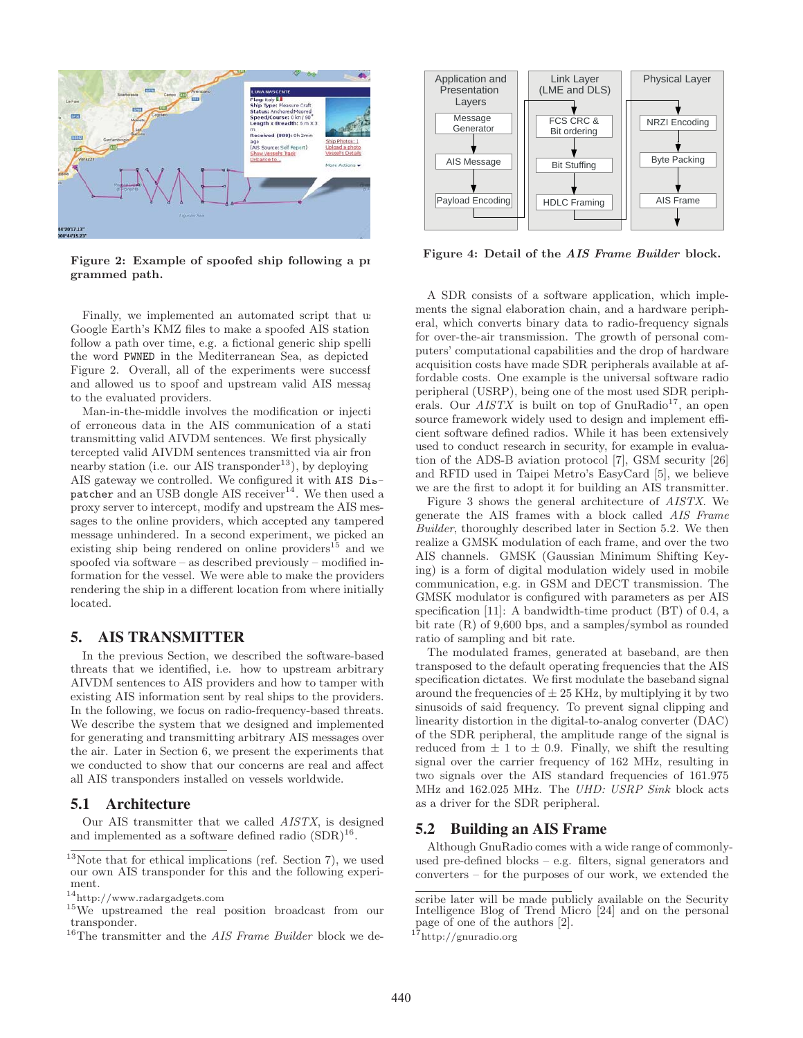Figure 2: Example of spoofed ship following a pr grammed path.

Finally, we implemented an automated script that u Google Earth's KMZ files to make a spoofed AIS station follow a path over time, e.g. a fictional generic ship spelli the word PWNED in the Mediterranean Sea, as depicted Figure 2. Overall, all of the experiments were successf and allowed us to spoof and upstream valid AIS messag to the evaluated providers.

Man-in-the-middle involves the modification or injecti of erroneous data in the AIS communication of a stati transmitting valid AIVDM sentences. We first physically tercepted valid AIVDM sentences transmitted via air fron nearby station (i.e. our AIS transponder[13]), by deploying AIS gateway we controlled. We configured it with AIS Dispatcher and an USB dongle AIS receiver[14]. We then used a proxy server to intercept, modify and upstream the AIS messages to the online providers, which accepted any tampered message unhindered. In a second experiment, we picked an existing ship being rendered on online providers[15] and we spoofed via software – as described previously – modified information for the vessel. We were able to make the providers rendering the ship in a different location from where initially located.

## 5. AIS TRANSMITTER

In the previous Section, we described the software-based threats that we identified, i.e. how to upstream arbitrary AIVDM sentences to AIS providers and how to tamper with existing AIS information sent by real ships to the providers. In the following, we focus on radio-frequency-based threats. We describe the system that we designed and implemented for generating and transmitting arbitrary AIS messages over the air. Later in Section 6, we present the experiments that we conducted to show that our concerns are real and affect all AIS transponders installed on vessels worldwide.

### 5.1 Architecture

Our AIS transmitter that we called *AISTX*, is designed and implemented as a software defined radio (SDR)[16].

[13] Note that for ethical implications (ref. Section 7), we used our own AIS transponder for this and the following experiment.

[14] http://www.radargadgets.com

[15] We upstreamed the real position broadcast from our transponder.

[16] The transmitter and the *AIS Frame Builder* block we describe later will be made publicly available on the Security Intelligence Blog of Trend Micro [24] and on the personal page of one of the authors [2].

Figure 4: Detail of the *AIS Frame Builder* block.

A SDR consists of a software application, which implements the signal elaboration chain, and a hardware peripheral, which converts binary data to radio-frequency signals for over-the-air transmission. The growth of personal computers' computational capabilities and the drop of hardware acquisition costs have made SDR peripherals available at affordable costs. One example is the universal software radio peripheral (USRP), being one of the most used SDR peripherals. Our *AISTX* is built on top of GnuRadio[17], an open source framework widely used to design and implement efficient software defined radios. While it has been extensively used to conduct research in security, for example in evaluation of the ADS-B aviation protocol [7], GSM security [26] and RFID used in Taipei Metro's EasyCard [5], we believe we are the first to adopt it for building an AIS transmitter.

Figure 3 shows the general architecture of *AISTX*. We generate the AIS frames with a block called *AIS Frame Builder*, thoroughly described later in Section 5.2. We then realize a GMSK modulation of each frame, and over the two AIS channels. GMSK (Gaussian Minimum Shifting Keying) is a form of digital modulation widely used in mobile communication, e.g. in GSM and DECT transmission. The GMSK modulator is configured with parameters as per AIS specification [11]: A bandwidth-time product (BT) of 0.4, a bit rate (R) of 9,600 bps, and a samples/symbol as rounded ratio of sampling and bit rate.

The modulated frames, generated at baseband, are then transposed to the default operating frequencies that the AIS specification dictates. We first modulate the baseband signal around the frequencies of ± 25 KHz, by multiplying it by two sinusoids of said frequency. To prevent signal clipping and linearity distortion in the digital-to-analog converter (DAC) of the SDR peripheral, the amplitude range of the signal is reduced from ± 1 to ± 0.9. Finally, we shift the resulting signal over the carrier frequency of 162 MHz, resulting in two signals over the AIS standard frequencies of 161.975 MHz and 162.025 MHz. The *UHD: USRP Sink* block acts as a driver for the SDR peripheral.

### 5.2 Building an AIS Frame

Although GnuRadio comes with a wide range of commonly-used pre-defined blocks – e.g. filters, signal generators and converters – for the purposes of our work, we extended the

[17] http://gnuradio.org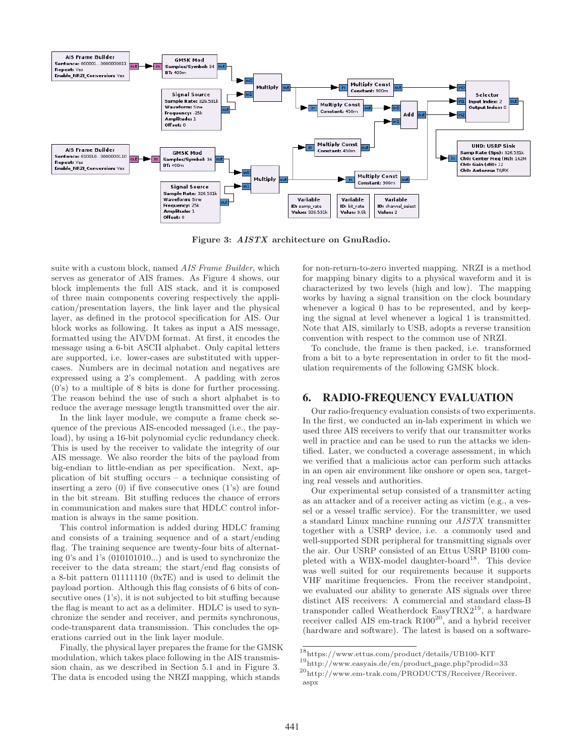Figure 3: *AISTX* architecture on GnuRadio.

suite with a custom block, named *AIS Frame Builder*, which serves as generator of AIS frames. As Figure 4 shows, our block implements the full AIS stack, and it is composed of three main components covering respectively the application/presentation layers, the link layer and the physical layer, as defined in the protocol specification for AIS. Our block works as following. It takes as input a AIS message, formatted using the AIVDM format. At first, it encodes the message using a 6-bit ASCII alphabet. Only capital letters are supported, i.e. lower-cases are substituted with uppercases. Numbers are in decimal notation and negatives are expressed using a 2's complement. A padding with zeros (0's) to a multiple of 8 bits is done for further processing. The reason behind the use of such a short alphabet is to reduce the average message length transmitted over the air.

In the link layer module, we compute a frame check sequence of the previous AIS-encoded messaged (i.e., the payload), by using a 16-bit polynomial cyclic redundancy check. This is used by the receiver to validate the integrity of our AIS message. We also reorder the bits of the payload from big-endian to little-endian as per specification. Next, application of bit stuffing occurs – a technique consisting of inserting a zero (0) if five consecutive ones (1's) are found in the bit stream. Bit stuffing reduces the chance of errors in communication and makes sure that HDLC control information is always in the same position.

This control information is added during HDLC framing and consists of a training sequence and of a start/ending flag. The training sequence are twenty-four bits of alternating 0's and 1's (010101010...) and is used to synchronize the receiver to the data stream; the start/end flag consists of a 8-bit pattern 01111110 (0x7E) and is used to delimit the payload portion. Although this flag consists of 6 bits of consecutive ones (1's), it is not subjected to bit stuffing because the flag is meant to act as a delimiter. HDLC is used to synchronize the sender and receiver, and permits synchronous, code-transparent data transmission. This concludes the operations carried out in the link layer module.

Finally, the physical layer prepares the frame for the GMSK modulation, which takes place following in the AIS transmission chain, as we described in Section 5.1 and in Figure 3. The data is encoded using the NRZI mapping, which stands for non-return-to-zero inverted mapping. NRZI is a method for mapping binary digits to a physical waveform and it is characterized by two levels (high and low). The mapping works by having a signal transition on the clock boundary whenever a logical 0 has to be represented, and by keeping the signal at level whenever a logical 1 is transmitted. Note that AIS, similarly to USB, adopts a reverse transition convention with respect to the common use of NRZI.

To conclude, the frame is then packed, i.e. transformed from a bit to a byte representation in order to fit the modulation requirements of the following GMSK block.

## 6. RADIO-FREQUENCY EVALUATION

Our radio-frequency evaluation consists of two experiments. In the first, we conducted an in-lab experiment in which we used three AIS receivers to verify that our transmitter works well in practice and can be used to run the attacks we identified. Later, we conducted a coverage assessment, in which we verified that a malicious actor can perform such attacks in an open air environment like onshore or open sea, targeting real vessels and authorities.

Our experimental setup consisted of a transmitter acting as an attacker and of a receiver acting as victim (e.g., a vessel or a vessel traffic service). For the transmitter, we used a standard Linux machine running our *AISTX* transmitter together with a USRP device, i.e. a commonly used and well-supported SDR peripheral for transmitting signals over the air. Our USRP consisted of an Ettus USRP B100 completed with a WBX-model daughter-board[18]. This device was well suited for our requirements because it supports VHF maritime frequencies. From the receiver standpoint, we evaluated our ability to generate AIS signals over three distinct AIS receivers: A commercial and standard class-B transponder called Weatherdock EasyTRX2[19], a hardware receiver called AIS em-track R100[20], and a hybrid receiver (hardware and software). The latest is based on a software-

[18]https://www.ettus.com/product/details/UB100-KIT

[19]http://www.easyais.de/en/product_page.php?prodid=33

[20]http://www.em-trak.com/PRODUCTS/Receiver/Receiver.aspx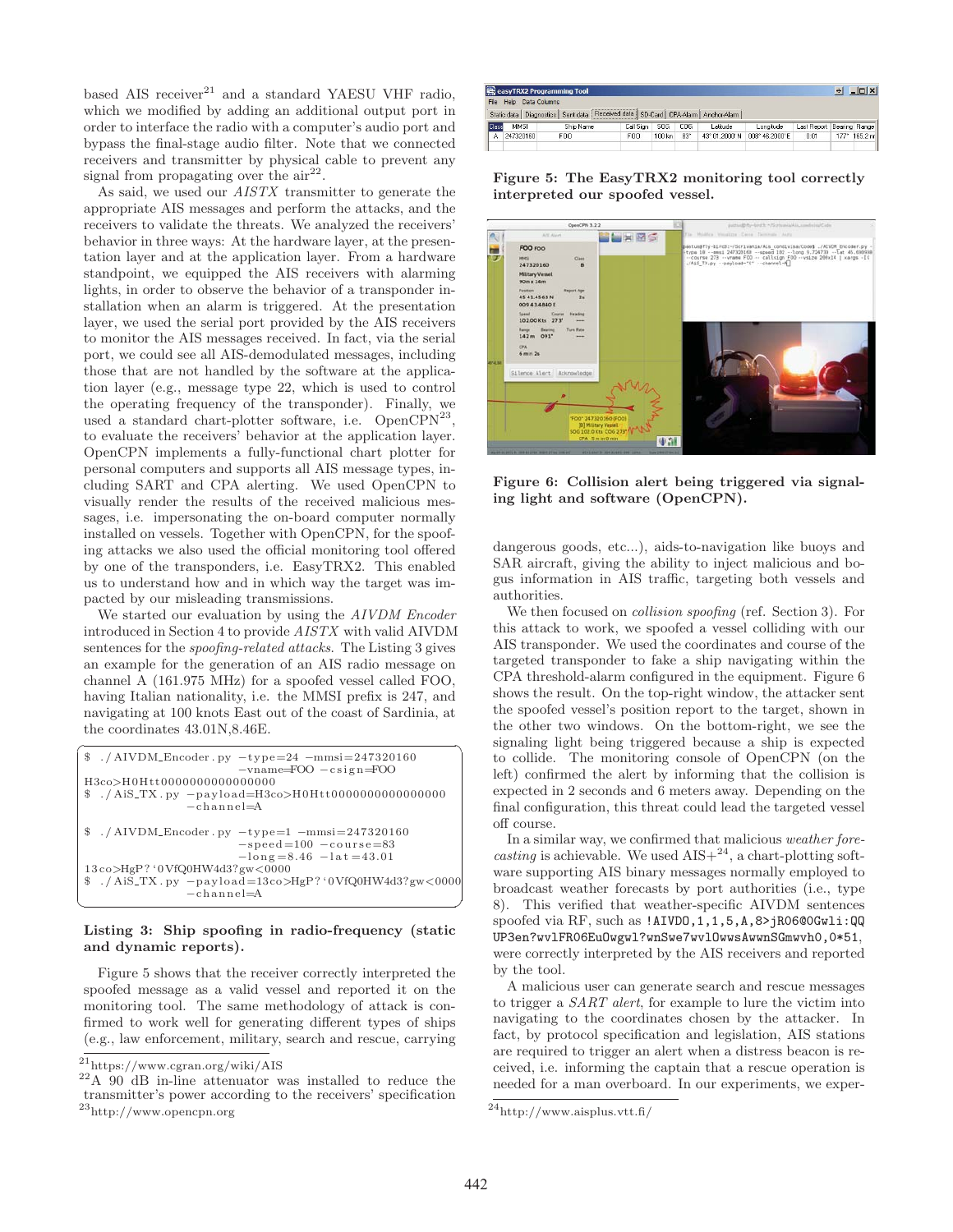based AIS receiver[21] and a standard YAESU VHF radio, which we modified by adding an additional output port in order to interface the radio with a computer's audio port and bypass the final-stage audio filter. Note that we connected receivers and transmitter by physical cable to prevent any signal from propagating over the air[22].

As said, we used our *AISTX* transmitter to generate the appropriate AIS messages and perform the attacks, and the receivers to validate the threats. We analyzed the receivers' behavior in three ways: At the hardware layer, at the presentation layer and at the application layer. From a hardware standpoint, we equipped the AIS receivers with alarming lights, in order to observe the behavior of a transponder installation when an alarm is triggered. At the presentation layer, we used the serial port provided by the AIS receivers to monitor the AIS messages received. In fact, via the serial port, we could see all AIS-demodulated messages, including those that are not handled by the software at the application layer (e.g., message type 22, which is used to control the operating frequency of the transponder). Finally, we used a standard chart-plotter software, i.e. OpenCPN[23], to evaluate the receivers' behavior at the application layer. OpenCPN implements a fully-functional chart plotter for personal computers and supports all AIS message types, including SART and CPA alerting. We used OpenCPN to visually render the results of the received malicious messages, i.e. impersonating the on-board computer normally installed on vessels. Together with OpenCPN, for the spoofing attacks we also used the official monitoring tool offered by one of the transponders, i.e. EasyTRX2. This enabled us to understand how and in which way the target was impacted by our misleading transmissions.

We started our evaluation by using the *AIVDM Encoder* introduced in Section 4 to provide *AISTX* with valid AIVDM sentences for the *spoofing-related attacks*. The Listing 3 gives an example for the generation of an AIS radio message on channel A (161.975 MHz) for a spoofed vessel called FOO, having Italian nationality, i.e. the MMSI prefix is 247, and navigating at 100 knots East out of the coast of Sardinia, at the coordinates 43.01N,8.46E.

```
$ ./AIVDM_Encoder.py --type=24 --mmsi=247320160
                     --vname=FOO --csign=FOO
H3co>H0Htt0000000000000000
$ ./AiS_TX.py --payload=H3co>H0Htt0000000000000000
              --channel=A

$ ./AIVDM_Encoder.py --type=1 --mmsi=247320160
                     --speed=100 --course=83
                     --long=8.46 --lat=43.01
13co>HgP?`0VfQ0HW4d3?gw<0000
$ ./AiS_TX.py --payload=13co>HgP?`0VfQ0HW4d3?gw<0000
              --channel=A
```

**Listing 3: Ship spoofing in radio-frequency (static and dynamic reports).**

Figure 5 shows that the receiver correctly interpreted the spoofed message as a valid vessel and reported it on the monitoring tool. The same methodology of attack is confirmed to work well for generating different types of ships (e.g., law enforcement, military, search and rescue, carrying dangerous goods, etc...), aids-to-navigation like buoys and SAR aircraft, giving the ability to inject malicious and bogus information in AIS traffic, targeting both vessels and authorities.

**Figure 5: The EasyTRX2 monitoring tool correctly interpreted our spoofed vessel.**

**Figure 6: Collision alert being triggered via signaling light and software (OpenCPN).**

We then focused on *collision spoofing* (ref. Section 3). For this attack to work, we spoofed a vessel colliding with our AIS transponder. We used the coordinates and course of the targeted transponder to fake a ship navigating within the CPA threshold-alarm configured in the equipment. Figure 6 shows the result. On the top-right window, the attacker sent the spoofed vessel's position report to the target, shown in the other two windows. On the bottom-right, we see the signaling light being triggered because a ship is expected to collide. The monitoring console of OpenCPN (on the left) confirmed the alert by informing that the collision is expected in 2 seconds and 6 meters away. Depending on the final configuration, this threat could lead the targeted vessel off course.

In a similar way, we confirmed that malicious *weather forecasting* is achievable. We used AIS+[24], a chart-plotting software supporting AIS binary messages normally employed to broadcast weather forecasts by port authorities (i.e., type 8). This verified that weather-specific AIVDM sentences spoofed via RF, such as `!AIVDO,1,1,5,A,8>jR06@0Gwli:QQUP3en?wvlFR06EuOwgwl?wnSwe7wvlOwwsAwwnSGmwvh0,0*51`, were correctly interpreted by the AIS receivers and reported by the tool.

A malicious user can generate search and rescue messages to trigger a *SART alert*, for example to lure the victim into navigating to the coordinates chosen by the attacker. In fact, by protocol specification and legislation, AIS stations are required to trigger an alert when a distress beacon is received, i.e. informing the captain that a rescue operation is needed for a man overboard. In our experiments, we exper-

[21] https://www.cgran.org/wiki/AIS

[22] A 90 dB in-line attenuator was installed to reduce the transmitter's power according to the receivers' specification

[23] http://www.opencpn.org

[24] http://www.aisplus.vtt.fi/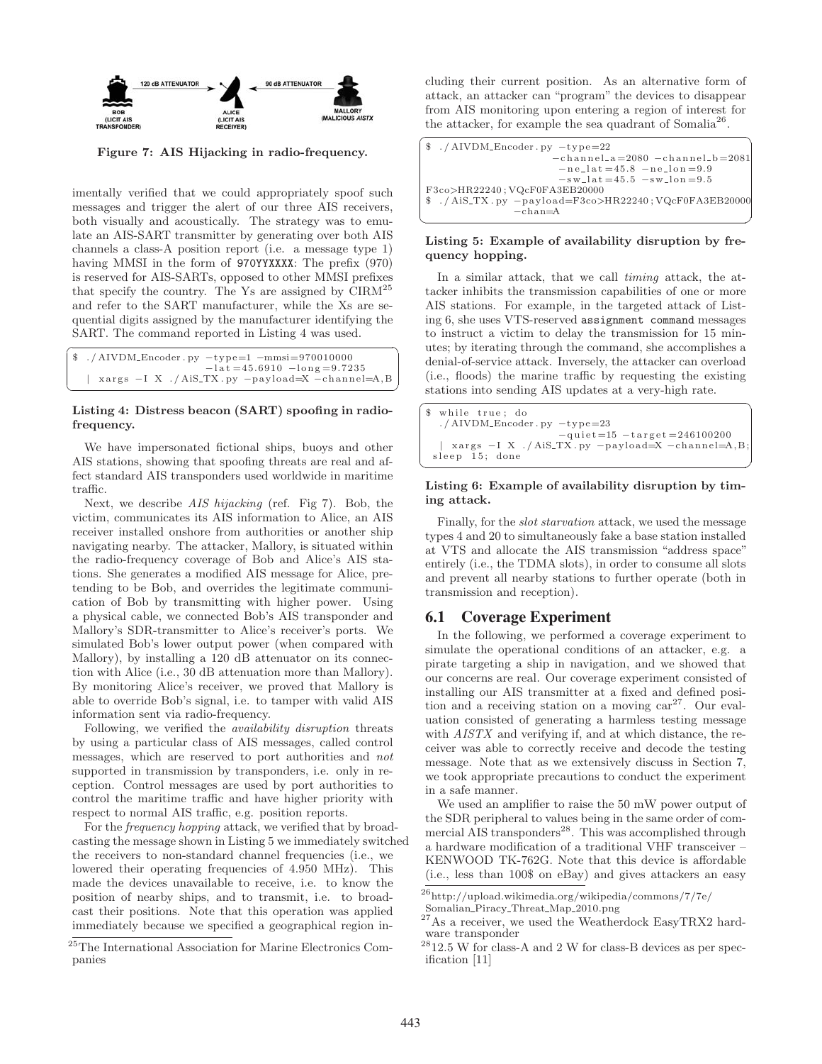Figure 7: AIS Hijacking in radio-frequency.

imentally verified that we could appropriately spoof such messages and trigger the alert of our three AIS receivers, both visually and acoustically. The strategy was to emulate an AIS-SART transmitter by generating over both AIS channels a class-A position report (i.e. a message type 1) having MMSI in the form of `970YYXXXX`: The prefix (970) is reserved for AIS-SARTs, opposed to other MMSI prefixes that specify the country. The Ys are assigned by CIRM[25] and refer to the SART manufacturer, while the Xs are sequential digits assigned by the manufacturer identifying the SART. The command reported in Listing 4 was used.

```
$ ./AIVDM_Encoder.py --type=1 --mmsi=970010000
                     --lat=45.6910 --long=9.7235
  | xargs -I X ./AiS_TX.py --payload=X --channel=A,B
```

**Listing 4: Distress beacon (SART) spoofing in radio-frequency.**

We have impersonated fictional ships, buoys and other AIS stations, showing that spoofing threats are real and affect standard AIS transponders used worldwide in maritime traffic.

Next, we describe *AIS hijacking* (ref. Fig 7). Bob, the victim, communicates its AIS information to Alice, an AIS receiver installed onshore from authorities or another ship navigating nearby. The attacker, Mallory, is situated within the radio-frequency coverage of Bob and Alice's AIS stations. She generates a modified AIS message for Alice, pretending to be Bob, and overrides the legitimate communication of Bob by transmitting with higher power. Using a physical cable, we connected Bob's AIS transponder and Mallory's SDR-transmitter to Alice's receiver's ports. We simulated Bob's lower output power (when compared with Mallory), by installing a 120 dB attenuator on its connection with Alice (i.e., 30 dB attenuation more than Mallory). By monitoring Alice's receiver, we proved that Mallory is able to override Bob's signal, i.e. to tamper with valid AIS information sent via radio-frequency.

Following, we verified the *availability disruption* threats by using a particular class of AIS messages, called control messages, which are reserved to port authorities and *not* supported in transmission by transponders, i.e. only in reception. Control messages are used by port authorities to control the maritime traffic and have higher priority with respect to normal AIS traffic, e.g. position reports.

For the *frequency hopping* attack, we verified that by broadcasting the message shown in Listing 5 we immediately switched the receivers to non-standard channel frequencies (i.e., we lowered their operating frequencies of 4.950 MHz). This made the devices unavailable to receive, i.e. to know the position of nearby ships, and to transmit, i.e. to broadcast their positions. Note that this operation was applied immediately because we specified a geographical region including their current position. As an alternative form of attack, an attacker can "program" the devices to disappear from AIS monitoring upon entering a region of interest for the attacker, for example the sea quadrant of Somalia[26].

```
$ ./AIVDM_Encoder.py --type=22
                     --channel_a=2080 --channel_b=2081
                     --ne_lat=45.8 --ne_lon=9.9
                     --sw_lat=45.5 --sw_lon=9.5
F3co>HR22240;VQcF0FA3EB20000
$ ./AiS_TX.py --payload=F3co>HR22240;VQcF0FA3EB20000
              --chan=A
```

**Listing 5: Example of availability disruption by frequency hopping.**

In a similar attack, that we call *timing* attack, the attacker inhibits the transmission capabilities of one or more AIS stations. For example, in the targeted attack of Listing 6, she uses VTS-reserved `assignment command` messages to instruct a victim to delay the transmission for 15 minutes; by iterating through the command, she accomplishes a denial-of-service attack. Inversely, the attacker can overload (i.e., floods) the marine traffic by requesting the existing stations into sending AIS updates at a very-high rate.

```
$ while true; do
  ./AIVDM_Encoder.py --type=23
                     --quiet=15 --target=246100200
  | xargs -I X ./AiS_TX.py --payload=X --channel=A,B;
 sleep 15; done
```

**Listing 6: Example of availability disruption by timing attack.**

Finally, for the *slot starvation* attack, we used the message types 4 and 20 to simultaneously fake a base station installed at VTS and allocate the AIS transmission "address space" entirely (i.e., the TDMA slots), in order to consume all slots and prevent all nearby stations to further operate (both in transmission and reception).

## 6.1 Coverage Experiment

In the following, we performed a coverage experiment to simulate the operational conditions of an attacker, e.g. a pirate targeting a ship in navigation, and we showed that our concerns are real. Our coverage experiment consisted of installing our AIS transmitter at a fixed and defined position and a receiving station on a moving car[27]. Our evaluation consisted of generating a harmless testing message with *AISTX* and verifying if, and at which distance, the receiver was able to correctly receive and decode the testing message. Note that as we extensively discuss in Section 7, we took appropriate precautions to conduct the experiment in a safe manner.

We used an amplifier to raise the 50 mW power output of the SDR peripheral to values being in the same order of commercial AIS transponders[28]. This was accomplished through a hardware modification of a traditional VHF transceiver – KENWOOD TK-762G. Note that this device is affordable (i.e., less than 100$ on eBay) and gives attackers an easy

[25] The International Association for Marine Electronics Companies

[26] http://upload.wikimedia.org/wikipedia/commons/7/7e/Somalian_Piracy_Threat_Map_2010.png

[27] As a receiver, we used the Weatherdock EasyTRX2 hardware transponder

[28] 12.5 W for class-A and 2 W for class-B devices as per specification [11]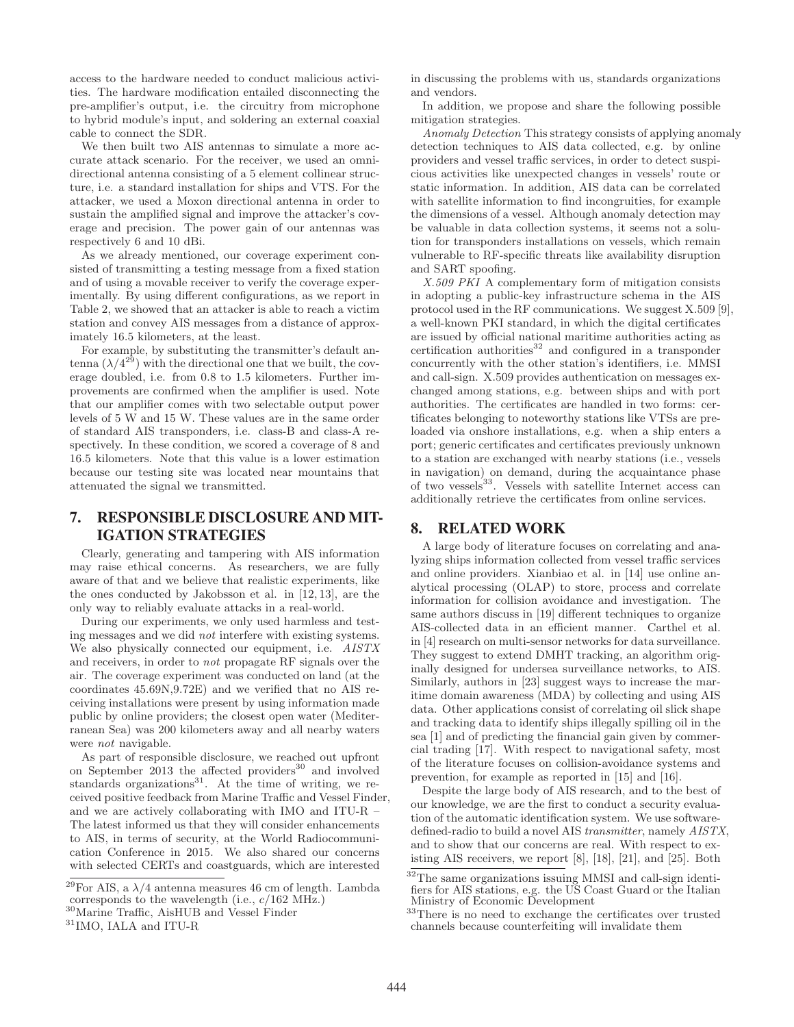access to the hardware needed to conduct malicious activities. The hardware modification entailed disconnecting the pre-amplifier's output, i.e. the circuitry from microphone to hybrid module's input, and soldering an external coaxial cable to connect the SDR.

We then built two AIS antennas to simulate a more accurate attack scenario. For the receiver, we used an omnidirectional antenna consisting of a 5 element collinear structure, i.e. a standard installation for ships and VTS. For the attacker, we used a Moxon directional antenna in order to sustain the amplified signal and improve the attacker's coverage and precision. The power gain of our antennas was respectively 6 and 10 dBi.

As we already mentioned, our coverage experiment consisted of transmitting a testing message from a fixed station and of using a movable receiver to verify the coverage experimentally. By using different configurations, as we report in Table 2, we showed that an attacker is able to reach a victim station and convey AIS messages from a distance of approximately 16.5 kilometers, at the least.

For example, by substituting the transmitter's default antenna ($\lambda/4$[29]) with the directional one that we built, the coverage doubled, i.e. from 0.8 to 1.5 kilometers. Further improvements are confirmed when the amplifier is used. Note that our amplifier comes with two selectable output power levels of 5 W and 15 W. These values are in the same order of standard AIS transponders, i.e. class-B and class-A respectively. In these condition, we scored a coverage of 8 and 16.5 kilometers. Note that this value is a lower estimation because our testing site was located near mountains that attenuated the signal we transmitted.

## 7. RESPONSIBLE DISCLOSURE AND MITIGATION STRATEGIES

Clearly, generating and tampering with AIS information may raise ethical concerns. As researchers, we are fully aware of that and we believe that realistic experiments, like the ones conducted by Jakobsson et al. in [12, 13], are the only way to reliably evaluate attacks in a real-world.

During our experiments, we only used harmless and testing messages and we did *not* interfere with existing systems. We also physically connected our equipment, i.e. *AISTX* and receivers, in order to *not* propagate RF signals over the air. The coverage experiment was conducted on land (at the coordinates 45.69N,9.72E) and we verified that no AIS receiving installations were present by using information made public by online providers; the closest open water (Mediterranean Sea) was 200 kilometers away and all nearby waters were *not* navigable.

As part of responsible disclosure, we reached out upfront on September 2013 the affected providers[30] and involved standards organizations[31]. At the time of writing, we received positive feedback from Marine Traffic and Vessel Finder, and we are actively collaborating with IMO and ITU-R – The latest informed us that they will consider enhancements to AIS, in terms of security, at the World Radiocommunication Conference in 2015. We also shared our concerns with selected CERTs and coastguards, which are interested in discussing the problems with us, standards organizations and vendors.

In addition, we propose and share the following possible mitigation strategies.

*Anomaly Detection* This strategy consists of applying anomaly detection techniques to AIS data collected, e.g. by online providers and vessel traffic services, in order to detect suspicious activities like unexpected changes in vessels' route or static information. In addition, AIS data can be correlated with satellite information to find incongruities, for example the dimensions of a vessel. Although anomaly detection may be valuable in data collection systems, it seems not a solution for transponders installations on vessels, which remain vulnerable to RF-specific threats like availability disruption and SART spoofing.

*X.509 PKI* A complementary form of mitigation consists in adopting a public-key infrastructure schema in the AIS protocol used in the RF communications. We suggest X.509 [9], a well-known PKI standard, in which the digital certificates are issued by official national maritime authorities acting as certification authorities[32] and configured in a transponder concurrently with the other station's identifiers, i.e. MMSI and call-sign. X.509 provides authentication on messages exchanged among stations, e.g. between ships and with port authorities. The certificates are handled in two forms: certificates belonging to noteworthy stations like VTSs are preloaded via onshore installations, e.g. when a ship enters a port; generic certificates and certificates previously unknown to a station are exchanged with nearby stations (i.e., vessels in navigation) on demand, during the acquaintance phase of two vessels[33]. Vessels with satellite Internet access can additionally retrieve the certificates from online services.

## 8. RELATED WORK

A large body of literature focuses on correlating and analyzing ships information collected from vessel traffic services and online providers. Xianbiao et al. in [14] use online analytical processing (OLAP) to store, process and correlate information for collision avoidance and investigation. The same authors discuss in [19] different techniques to organize AIS-collected data in an efficient manner. Carthel et al. in [4] research on multi-sensor networks for data surveillance. They suggest to extend DMHT tracking, an algorithm originally designed for undersea surveillance networks, to AIS. Similarly, authors in [23] suggest ways to increase the maritime domain awareness (MDA) by collecting and using AIS data. Other applications consist of correlating oil slick shape and tracking data to identify ships illegally spilling oil in the sea [1] and of predicting the financial gain given by commercial trading [17]. With respect to navigational safety, most of the literature focuses on collision-avoidance systems and prevention, for example as reported in [15] and [16].

Despite the large body of AIS research, and to the best of our knowledge, we are the first to conduct a security evaluation of the automatic identification system. We use software-defined-radio to build a novel AIS *transmitter*, namely *AISTX*, and to show that our concerns are real. With respect to existing AIS receivers, we report [8], [18], [21], and [25]. Both

[29] For AIS, a $\lambda/4$ antenna measures 46 cm of length. Lambda corresponds to the wavelength (i.e., $c/162$ MHz.)

[30] Marine Traffic, AisHUB and Vessel Finder

[31] IMO, IALA and ITU-R

[32] The same organizations issuing MMSI and call-sign identifiers for AIS stations, e.g. the US Coast Guard or the Italian Ministry of Economic Development

[33] There is no need to exchange the certificates over trusted channels because counterfeiting will invalidate them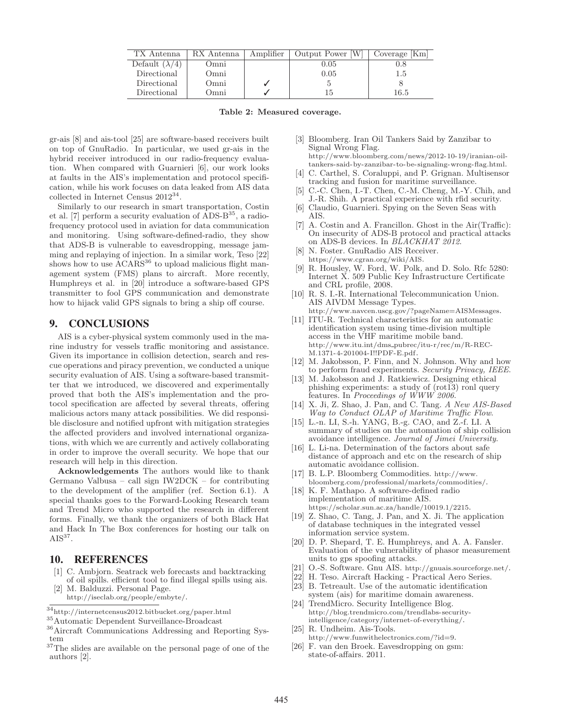| TX Antenna | RX Antenna | Amplifier | Output Power [W] | Coverage [Km] |
|---|---|---|---|---|
| Default ($\lambda/4$) | Omni | | 0.05 | 0.8 |
| Directional | Omni | | 0.05 | 1.5 |
| Directional | Omni | ✓ | 5 | 8 |
| Directional | Omni | ✓ | 15 | 16.5 |

**Table 2: Measured coverage.**

gr-ais [8] and ais-tool [25] are software-based receivers built on top of GnuRadio. In particular, we used gr-ais in the hybrid receiver introduced in our radio-frequency evaluation. When compared with Guarnieri [6], our work looks at faults in the AIS's implementation and protocol specification, while his work focuses on data leaked from AIS data collected in Internet Census 2012[34].

Similarly to our research in smart transportation, Costin et al. [7] perform a security evaluation of ADS-B[35], a radio-frequency protocol used in aviation for data communication and monitoring. Using software-defined-radio, they show that ADS-B is vulnerable to eavesdropping, message jamming and replaying of injection. In a similar work, Teso [22] shows how to use ACARS[36] to upload malicious flight management system (FMS) plans to aircraft. More recently, Humphreys et al. in [20] introduce a software-based GPS transmitter to fool GPS communication and demonstrate how to hijack valid GPS signals to bring a ship off course.

## 9. CONCLUSIONS

AIS is a cyber-physical system commonly used in the marine industry for vessels traffic monitoring and assistance. Given its importance in collision detection, search and rescue operations and piracy prevention, we conducted a unique security evaluation of AIS. Using a software-based transmitter that we introduced, we discovered and experimentally proved that both the AIS's implementation and the protocol specification are affected by several threats, offering malicious actors many attack possibilities. We did responsible disclosure and notified upfront with mitigation strategies the affected providers and involved international organizations, with which we are currently and actively collaborating in order to improve the overall security. We hope that our research will help in this direction.

**Acknowledgements** The authors would like to thank Germano Valbusa – call sign IW2DCK – for contributing to the development of the amplifier (ref. Section 6.1). A special thanks goes to the Forward-Looking Research team and Trend Micro who supported the research in different forms. Finally, we thank the organizers of both Black Hat and Hack In The Box conferences for hosting our talk on AIS[37].

## 10. REFERENCES

[1] C. Ambjorn. Seatrack web forecasts and backtracking of oil spills. efficient tool to find illegal spills using ais.

[2] M. Balduzzi. Personal Page. http://iseclab.org/people/embyte/.

[3] Bloomberg. Iran Oil Tankers Said by Zanzibar to Signal Wrong Flag. http://www.bloomberg.com/news/2012-10-19/iranian-oil-tankers-said-by-zanzibar-to-be-signaling-wrong-flag.html.

[4] C. Carthel, S. Coraluppi, and P. Grignan. Multisensor tracking and fusion for maritime surveillance.

[5] C.-C. Chen, I.-T. Chen, C.-M. Cheng, M.-Y. Chih, and J.-R. Shih. A practical experience with rfid security.

[6] Claudio, Guarnieri. Spying on the Seven Seas with AIS.

[7] A. Costin and A. Francillon. Ghost in the Air(Traffic): On insecurity of ADS-B protocol and practical attacks on ADS-B devices. In *BLACKHAT 2012*.

[8] N. Foster. GnuRadio AIS Receiver. https://www.cgran.org/wiki/AIS.

[9] R. Housley, W. Ford, W. Polk, and D. Solo. Rfc 5280: Internet X. 509 Public Key Infrastructure Certificate and CRL profile, 2008.

[10] R. S. I.-R. International Telecommunication Union. AIS AIVDM Message Types. http://www.navcen.uscg.gov/?pageName=AISMessages.

[11] ITU-R. Technical characteristics for an automatic identification system using time-division multiple access in the VHF maritime mobile band. http://www.itu.int/dms_pubrec/itu-r/rec/m/R-REC-M.1371-4-201004-I!!PDF-E.pdf.

[12] M. Jakobsson, P. Finn, and N. Johnson. Why and how to perform fraud experiments. *Security Privacy, IEEE*.

[13] M. Jakobsson and J. Ratkiewicz. Designing ethical phishing experiments: a study of (rot13) ronl query features. In *Proceedings of WWW 2006*.

[14] X. Ji, Z. Shao, J. Pan, and C. Tang. *A New AIS-Based Way to Conduct OLAP of Maritime Traffic Flow*.

[15] L.-n. LI, S.-h. YANG, B.-g. CAO, and Z.-f. LI. A summary of studies on the automation of ship collision avoidance intelligence. *Journal of Jimei University*.

[16] L. Li-na. Determination of the factors about safe distance of approach and etc on the research of ship automatic avoidance collision.

[17] B. L.P. Bloomberg Commodities. http://www.bloomberg.com/professional/markets/commodities/.

[18] K. F. Mathapo. A software-defined radio implementation of maritime AIS. https://scholar.sun.ac.za/handle/10019.1/2215.

[19] Z. Shao, C. Tang, J. Pan, and X. Ji. The application of database techniques in the integrated vessel information service system.

[20] D. P. Shepard, T. E. Humphreys, and A. A. Fansler. Evaluation of the vulnerability of phasor measurement units to gps spoofing attacks.

[21] O.-S. Software. Gnu AIS. http://gnuais.sourceforge.net/.

[22] H. Teso. Aircraft Hacking - Practical Aero Series.

[23] B. Tetreault. Use of the automatic identification system (ais) for maritime domain awareness.

[24] TrendMicro. Security Intelligence Blog. http://blog.trendmicro.com/trendlabs-security-intelligence/category/internet-of-everything/.

[25] R. Undheim. Ais-Tools. http://www.funwithelectronics.com/?id=9.

[26] F. van den Broek. Eavesdropping on gsm: state-of-affairs. 2011.

[34] http://internetcensus2012.bitbucket.org/paper.html

[35] Automatic Dependent Surveillance-Broadcast

[36] Aircraft Communications Addressing and Reporting System

[37] The slides are available on the personal page of one of the authors [2].